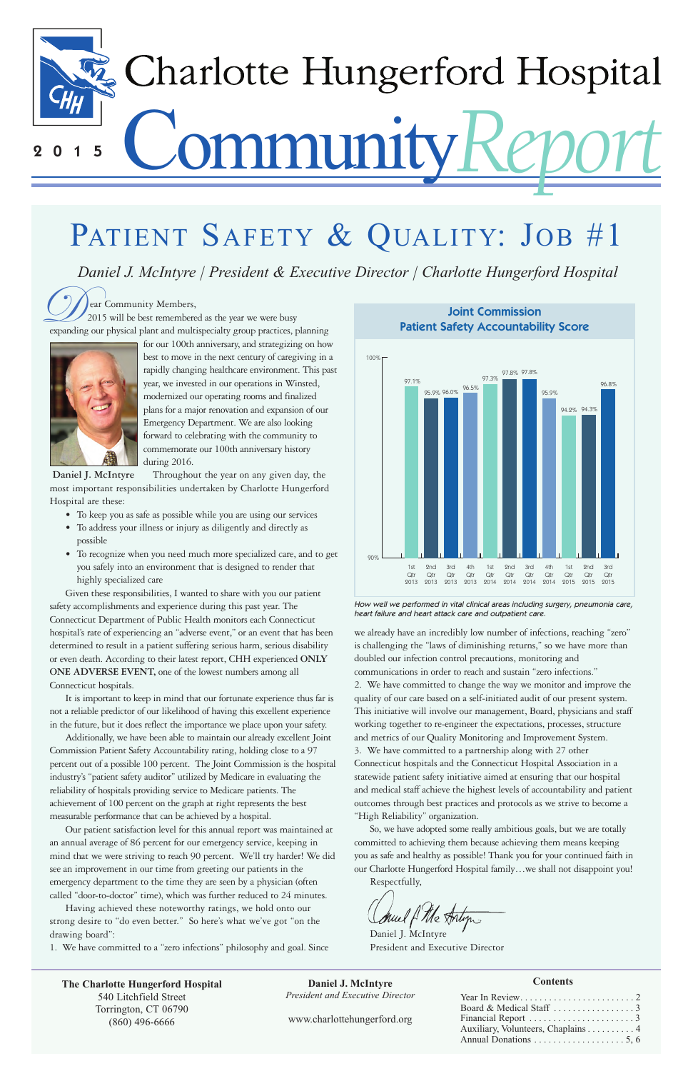# Charlotte Hungerford Hospital

# 2015 Community *Report*

## PATIENT SAFETY & QUALITY: JOB #1

*Daniel J. McIntyre | President & Executive Director | Charlotte Hungerford Hospital*

Dear Community Members,

2015 will be best remembered as the year we were busy expanding our physical plant and multispecialty group practices, planning for our 100th anniversary, and strategizing on how best to move in the next century of caregiving in a rapidly changing healthcare environment. This past year, we invested in our operations in Winsted, modernized our operating rooms and finalized plans for a major renovation and expansion of our Emergency Department. We are also looking forward to celebrating with the community to commemorate our 100th anniversary history during 2016.

Daniel J. McIntyre

Throughout the year on any given day, the most important responsibilities undertaken by Charlotte Hungerford Hospital are these:

- To keep you as safe as possible while you are using our services
- To address your illness or injury as diligently and directly as possible
- To recognize when you need much more specialized care, and to get you safely into an environment that is designed to render that highly specialized care

Given these responsibilities, I wanted to share with you our patient safety accomplishments and experience during this past year. The Connecticut Department of Public Health monitors each Connecticut hospital's rate of experiencing an "adverse event," or an event that has been determined to result in a patient suffering serious harm, serious disability or even death. According to their latest report, CHH experienced **ONLY ONE ADVERSE EVENT,** one of the lowest numbers among all Connecticut hospitals.

It is important to keep in mind that our fortunate experience thus far is not a reliable predictor of our likelihood of having this excellent experience in the future, but it does reflect the importance we place upon your safety.

Additionally, we have been able to maintain our already excellent Joint Commission Patient Safety Accountability rating, holding close to a 97 percent out of a possible 100 percent. The Joint Commission is the hospital industry's "patient safety auditor" utilized by Medicare in evaluating the reliability of hospitals providing service to Medicare patients. The achievement of 100 percent on the graph at right represents the best measurable performance that can be achieved by a hospital.

Our patient satisfaction level for this annual report was maintained at an annual average of 86 percent for our emergency service, keeping in mind that we were striving to reach 90 percent. We'll try harder! We did see an improvement in our time from greeting our patients in the emergency department to the time they are seen by a physician (often called "door-to-doctor" time), which was further reduced to 24 minutes.

Having achieved these noteworthy ratings, we hold onto our strong desire to "do even better." So here's what we've got "on the drawing board":

1. We have committed to a "zero infections" philosophy and goal. Since we already have an incredibly low number of infections, reaching "zero" is challenging the "laws of diminishing returns," so we have more than doubled our infection control precautions, monitoring and communications in order to reach and sustain "zero infections."
2. We have committed to change the way we monitor and improve the quality of our care based on a self-initiated audit of our present system. This initiative will involve our management, Board, physicians and staff working together to re-engineer the expectations, processes, structure and metrics of our Quality Monitoring and Improvement System.
3. We have committed to a partnership along with 27 other Connecticut hospitals and the Connecticut Hospital Association in a statewide patient safety initiative aimed at ensuring that our hospital and medical staff achieve the highest levels of accountability and patient outcomes through best practices and protocols as we strive to become a "High Reliability" organization.

So, we have adopted some really ambitious goals, but we are totally committed to achieving them because achieving them means keeping you as safe and healthy as possible! Thank you for your continued faith in our Charlotte Hungerford Hospital family…we shall not disappoint you!

Respectfully,

Daniel J. McIntyre
President and Executive Director

**Joint Commission Patient Safety Accountability Score**

| Quarter | Score |
|---|---|
| 1st Qtr 2013 | 97.1% |
| 2nd Qtr 2013 | 95.9% |
| 3rd Qtr 2013 | 96.0% |
| 4th Qtr 2013 | 96.5% |
| 1st Qtr 2014 | 97.3% |
| 2nd Qtr 2014 | 97.8% |
| 3rd Qtr 2014 | 97.8% |
| 4th Qtr 2014 | 95.9% |
| 1st Qtr 2015 | 94.2% |
| 2nd Qtr 2015 | 94.3% |
| 3rd Qtr 2015 | 96.8% |

*How well we performed in vital clinical areas including surgery, pneumonia care, heart failure and heart attack care and outpatient care.*

**The Charlotte Hungerford Hospital**
540 Litchfield Street
Torrington, CT 06790
(860) 496-6666

**Daniel J. McIntyre**
*President and Executive Director*

www.charlottehungerford.org

**Contents**

- Year In Review . . . . . 2
- Board & Medical Staff . . . . . 3
- Financial Report . . . . . 3
- Auxiliary, Volunteers, Chaplains . . . . . 4
- Annual Donations . . . . . 5, 6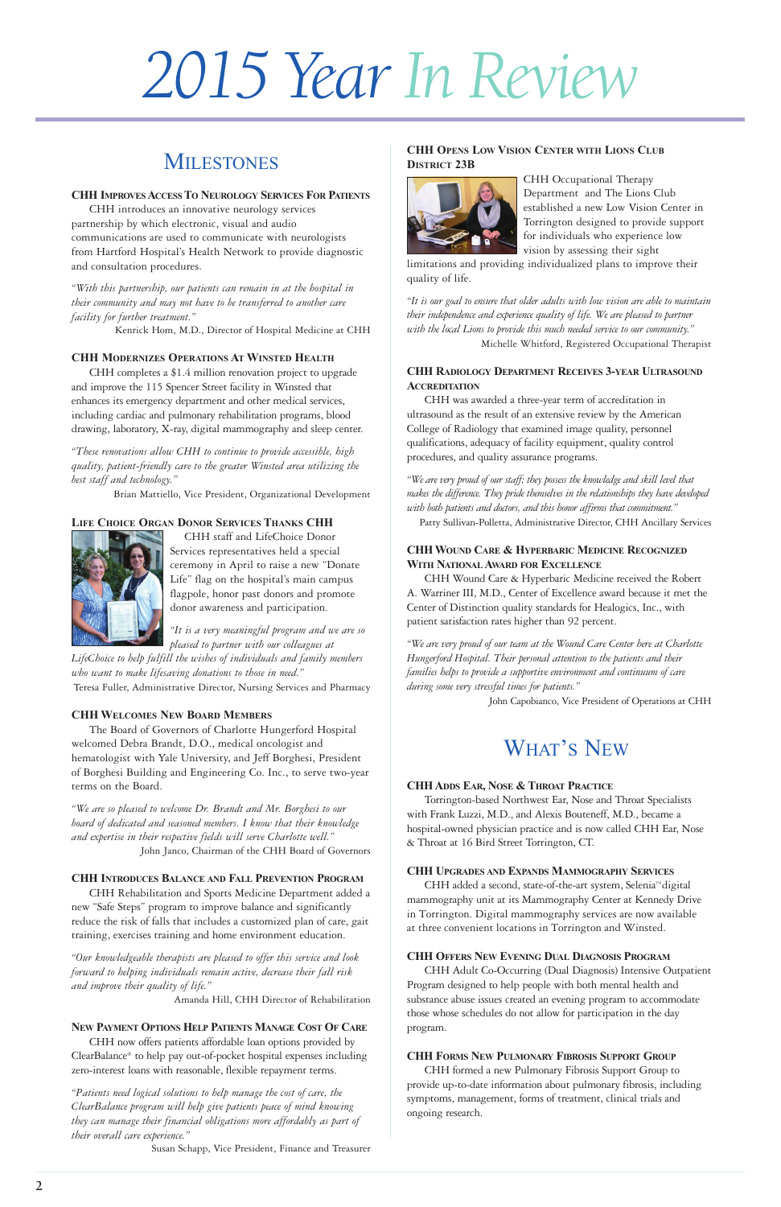# 2015 Year In Review

## Milestones

### CHH Improves Access To Neurology Services For Patients

CHH introduces an innovative neurology services partnership by which electronic, visual and audio communications are used to communicate with neurologists from Hartford Hospital's Health Network to provide diagnostic and consultation procedures.

*"With this partnership, our patients can remain in at the hospital in their community and may not have to be transferred to another care facility for further treatment."*
Kenrick Hom, M.D., Director of Hospital Medicine at CHH

### CHH Modernizes Operations At Winsted Health

CHH completes a $1.4 million renovation project to upgrade and improve the 115 Spencer Street facility in Winsted that enhances its emergency department and other medical services, including cardiac and pulmonary rehabilitation programs, blood drawing, laboratory, X-ray, digital mammography and sleep center.

*"These renovations allow CHH to continue to provide accessible, high quality, patient-friendly care to the greater Winsted area utilizing the best staff and technology."*
Brian Mattiello, Vice President, Organizational Development

### Life Choice Organ Donor Services Thanks CHH

CHH staff and LifeChoice Donor Services representatives held a special ceremony in April to raise a new "Donate Life" flag on the hospital's main campus flagpole, honor past donors and promote donor awareness and participation.

*"It is a very meaningful program and we are so pleased to partner with our colleagues at LifeChoice to help fulfill the wishes of individuals and family members who want to make lifesaving donations to those in need."*
Teresa Fuller, Administrative Director, Nursing Services and Pharmacy

### CHH Welcomes New Board Members

The Board of Governors of Charlotte Hungerford Hospital welcomed Debra Brandt, D.O., medical oncologist and hematologist with Yale University, and Jeff Borghesi, President of Borghesi Building and Engineering Co. Inc., to serve two-year terms on the Board.

*"We are so pleased to welcome Dr. Brandt and Mr. Borghesi to our board of dedicated and seasoned members. I know that their knowledge and expertise in their respective fields will serve Charlotte well."*
John Janco, Chairman of the CHH Board of Governors

### CHH Introduces Balance and Fall Prevention Program

CHH Rehabilitation and Sports Medicine Department added a new "Safe Steps" program to improve balance and significantly reduce the risk of falls that includes a customized plan of care, gait training, exercises training and home environment education.

*"Our knowledgeable therapists are pleased to offer this service and look forward to helping individuals remain active, decrease their fall risk and improve their quality of life."*
Amanda Hill, CHH Director of Rehabilitation

### New Payment Options Help Patients Manage Cost Of Care

CHH now offers patients affordable loan options provided by ClearBalance® to help pay out-of-pocket hospital expenses including zero-interest loans with reasonable, flexible repayment terms.

*"Patients need logical solutions to help manage the cost of care, the ClearBalance program will help give patients peace of mind knowing they can manage their financial obligations more affordably as part of their overall care experience."*
Susan Schapp, Vice President, Finance and Treasurer

### CHH Opens Low Vision Center with Lions Club District 23B

CHH Occupational Therapy Department and The Lions Club established a new Low Vision Center in Torrington designed to provide support for individuals who experience low vision by assessing their sight limitations and providing individualized plans to improve their quality of life.

*"It is our goal to ensure that older adults with low vision are able to maintain their independence and experience quality of life. We are pleased to partner with the local Lions to provide this much needed service to our community."*
Michelle Whitford, Registered Occupational Therapist

### CHH Radiology Department Receives 3-Year Ultrasound Accreditation

CHH was awarded a three-year term of accreditation in ultrasound as the result of an extensive review by the American College of Radiology that examined image quality, personnel qualifications, adequacy of facility equipment, quality control procedures, and quality assurance programs.

*"We are very proud of our staff; they possess the knowledge and skill level that makes the difference. They pride themselves in the relationships they have developed with both patients and doctors, and this honor affirms that commitment."*
Patty Sullivan-Polletta, Administrative Director, CHH Ancillary Services

### CHH Wound Care & Hyperbaric Medicine Recognized With National Award for Excellence

CHH Wound Care & Hyperbaric Medicine received the Robert A. Warriner III, M.D., Center of Excellence award because it met the Center of Distinction quality standards for Healogics, Inc., with patient satisfaction rates higher than 92 percent.

*"We are very proud of our team at the Wound Care Center here at Charlotte Hungerford Hospital. Their personal attention to the patients and their families helps to provide a supportive environment and continuum of care during some very stressful times for patients."*
John Capobianco, Vice President of Operations at CHH

## What's New

### CHH Adds Ear, Nose & Throat Practice

Torrington-based Northwest Ear, Nose and Throat Specialists with Frank Luzzi, M.D., and Alexis Bouteneff, M.D., became a hospital-owned physician practice and is now called CHH Ear, Nose & Throat at 16 Bird Street Torrington, CT.

### CHH Upgrades and Expands Mammography Services

CHH added a second, state-of-the-art system, Selenia™ digital mammography unit at its Mammography Center at Kennedy Drive in Torrington. Digital mammography services are now available at three convenient locations in Torrington and Winsted.

### CHH Offers New Evening Dual Diagnosis Program

CHH Adult Co-Occurring (Dual Diagnosis) Intensive Outpatient Program designed to help people with both mental health and substance abuse issues created an evening program to accommodate those whose schedules do not allow for participation in the day program.

### CHH Forms New Pulmonary Fibrosis Support Group

CHH formed a new Pulmonary Fibrosis Support Group to provide up-to-date information about pulmonary fibrosis, including symptoms, management, forms of treatment, clinical trials and ongoing research.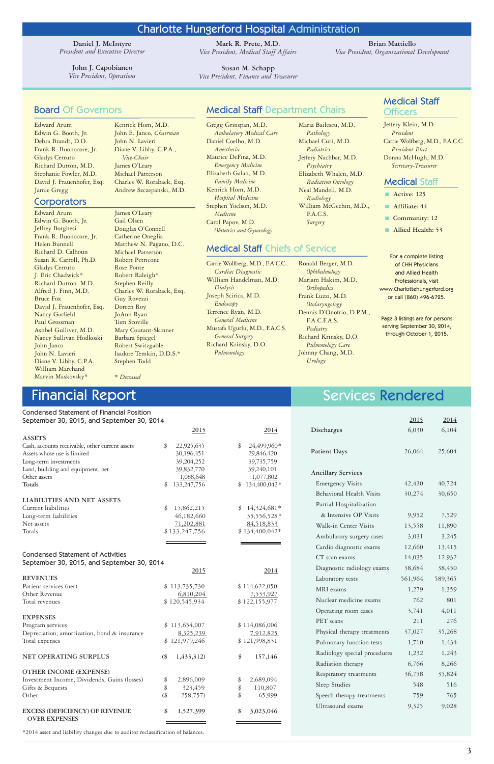# Charlotte Hungerford Hospital Administration

**Daniel J. McIntyre**
*President and Executive Director*

**Mark R. Prete, M.D.**
*Vice President, Medical Staff Affairs*

**Brian Mattiello**
*Vice President, Organizational Development*

**John J. Capobianco**
*Vice President, Operations*

**Susan M. Schapp**
*Vice President, Finance and Treasurer*

## Board Of Governors

Edward Arum
Edwin G. Booth, Jr.
Debra Brandt, D.O.
Frank R. Buonocore, Jr.
Gladys Cerruto
Richard Dutton, M.D.
Stephanie Fowler, M.D.
David J. Frauenhofer, Esq.
Jamie Gregg
Kenrick Hom, M.D.
John E. Janco, *Chairman*
John N. Lavieri
Diane V. Libby, C.P.A., *Vice-Chair*
James O'Leary
Michael Patterson
Charles W. Roraback, Esq.
Andrew Szczepanski, M.D.

## Corporators

Edward Arum
Edwin G. Booth, Jr.
Jeffrey Borghesi
Frank R. Buonocore, Jr.
Helen Bunnell
Richard D. Calhoun
Susan R. Carroll, Ph.D.
Gladys Cerruto
J. Eric Chadwick*
Richard Dutton. M.D.
Alfred J. Finn, M.D.
Bruce Fox
David J. Frauenhofer, Esq.
Nancy Garfield
Paul Grossman
Ashbel Gulliver, M.D.
Nancy Sullivan Hodkoski
John Janco
John N. Lavieri
Diane V. Libby, C.P.A.
William Marchand
Marvin Maskovsky*
James O'Leary
Gail Olsen
Douglas O'Connell
Catherine Oneglia
Matthew N. Pagano, D.C.
Michael Patterson
Robert Petricone
Rose Ponte
Robert Raleigh*
Stephen Reilly
Charles W. Roraback, Esq.
Guy Rovezzi
Doreen Roy
JoAnn Ryan
Tom Scoville
Mary Coutant-Skinner
Barbara Spiegel
Robert Switzgable
Isadore Temkin, D.D.S.*
Stephen Todd

\* *Deceased*

## Medical Staff Department Chairs

Gregg Grinspan, M.D. — *Ambulatory Medical Care*
Daniel Coelho, M.D. — *Anesthesia*
Maurice DeFina, M.D. — *Emergency Medicine*
Elizabeth Galan, M.D. — *Family Medicine*
Kenrick Hom, M.D. — *Hospital Medicine*
Stephen Yoelson, M.D. — *Medicine*
Carol Papov, M.D. — *Obstetrics and Gynecology*
Maria Bailescu, M.D. — *Pathology*
Michael Curi, M.D. — *Pediatrics*
Jeffery Nachbar, M.D. — *Psychiatry*
Elizabeth Whalen, M.D. — *Radiation Oncology*
Neal Mandell, M.D. — *Radiology*
William McGeehin, M.D., F.A.C.S. — *Surgery*

## Medical Staff Chiefs of Service

Carrie Wolfberg, M.D., F.A.C.C. — *Cardiac Diagnostic*
William Handelman, M.D. — *Dialysis*
Joseph Scirica, M.D. — *Endoscopy*
Terrence Ryan, M.D. — *General Medicine*
Mustafa Ugurlu, M.D., F.A.C.S. — *General Surgery*
Richard Krinsky, D.O. — *Pulmonology*
Ronald Berger, M.D. — *Ophthalmology*
Mariam Hakim, M.D. — *Orthopedics*
Frank Luzzi, M.D. — *Otolaryngology*
Dennis D'Onofrio, D.P.M., F.A.C.F.A.S. — *Podiatry*
Richard Krinsky, D.O. — *Pulmonology Care*
Johnny Chang, M.D. — *Urology*

## Medical Staff Officers

Jeffery Klein, M.D. — *President*
Carrie Wolfberg, M.D., F.A.C.C. — *President-Elect*
Donna McHugh, M.D. — *Secretary-Treasurer*

## Medical Staff

- Active: 125
- Affiliate: 44
- Community: 12
- Allied Health: 53

For a complete listing of CHH Physicians and Allied Health Professionals, visit www.Charlottehungerford.org or call (860) 496-6725.

Page 3 listings are for persons serving September 30, 2014, through October 1, 2015.

# Financial Report

### Condensed Statement of Financial Position
September 30, 2015, and September 30, 2014

| | 2015 | 2014 |
|---|---|---|
| **ASSETS** | | |
| Cash, accounts receivable, other current assets | $ 22,925,635 | $ 24,499,960* |
| Assets whose use is limited | 30,196,451 | 29,846,420 |
| Long-term investments | 39,204,252 | 39,735,759 |
| Land, building and equipment, net | 39,832,770 | 39,240,101 |
| Other assets | 1,088,648 | 1,077,802 |
| **Totals** | $ 133,247,756 | $ 134,400,042* |
| **LIABILITIES AND NET ASSETS** | | |
| Current liabilities | $ 15,862,215 | $ 14,324,681* |
| Long-term liabilities | 46,182,660 | 35,556,528* |
| Net assets | 71,202,881 | 84,518,833 |
| Totals | $ 133,247,756 | $ 134,400,042* |

### Condensed Statement of Activities
September 30, 2015, and September 30, 2014

| | 2015 | 2014 |
|---|---|---|
| **REVENUES** | | |
| Patient services (net) | $ 113,735,730 | $ 114,622,050 |
| Other Revenue | 6,810,204 | 7,533,927 |
| Total revenues | $ 120,545,934 | $ 122,155,977 |
| **EXPENSES** | | |
| Program services | $ 113,654,007 | $ 114,086,006 |
| Depreciation, amortization, bond & insurance | 8,325,239 | 7,912,825 |
| Total expenses | $ 121,979,246 | $ 121,998,831 |
| **NET OPERATING SURPLUS** | ($ 1,433,312) | $ 157,146 |
| **OTHER INCOME (EXPENSE)** | | |
| Investment Income, Dividends, Gains (losses) | $ 2,896,009 | $ 2,689,094 |
| Gifts & Bequests | $ 323,459 | $ 110,807 |
| Other | ($ 258,757) | $ 65,999 |
| **EXCESS (DEFICIENCY) OF REVENUE OVER EXPENSES** | $ 1,527,399 | $ 3,023,046 |

\*2014 asset and liability changes due to auditor reclassification of balances.

# Services Rendered

| | 2015 | 2014 |
|---|---|---|
| Discharges | 6,030 | 6,104 |
| Patient Days | 26,064 | 25,604 |
| **Ancillary Services** | | |
| Emergency Visits | 42,430 | 40,724 |
| Behavioral Health Visits | 30,274 | 30,650 |
| Partial Hospitalization & Intensive OP Visits | 9,952 | 7,529 |
| Walk-in Center Visits | 13,558 | 11,890 |
| Ambulatory surgery cases | 3,031 | 3,245 |
| Cardio diagnostic exams | 12,660 | 13,415 |
| CT scan exams | 14,035 | 12,932 |
| Diagnostic radiology exams | 38,684 | 38,450 |
| Laboratory tests | 561,964 | 589,365 |
| MRI exams | 1,279 | 1,359 |
| Nuclear medicine exams | 762 | 801 |
| Operating room cases | 3,741 | 4,011 |
| PET scans | 211 | 276 |
| Physical therapy treatments | 37,027 | 35,268 |
| Pulmonary function tests | 1,710 | 1,434 |
| Radiology special procedures | 1,232 | 1,243 |
| Radiation therapy | 6,766 | 8,266 |
| Respiratory treatments | 36,758 | 35,824 |
| Sleep Studies | 548 | 516 |
| Speech therapy treatments | 759 | 765 |
| Ultrasound exams | 9,325 | 9,028 |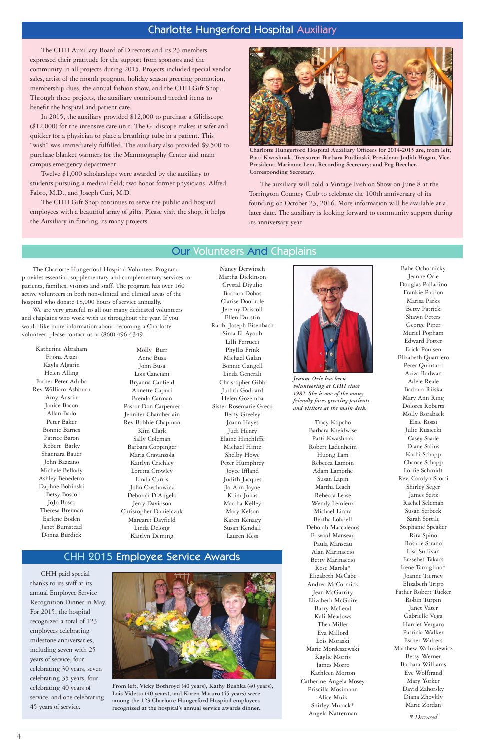## Charlotte Hungerford Hospital Auxiliary

The CHH Auxiliary Board of Directors and its 23 members expressed their gratitude for the support from sponsors and the community in all projects during 2015. Projects included special vendor sales, artist of the month program, holiday season greeting promotion, membership dues, the annual fashion show, and the CHH Gift Shop. Through these projects, the auxiliary contributed needed items to benefit the hospital and patient care.

In 2015, the auxiliary provided $12,000 to purchase a Glidiscope ($12,000) for the intensive care unit. The Glidiscope makes it safer and quicker for a physician to place a breathing tube in a patient. This "wish" was immediately fulfilled. The auxiliary also provided $9,500 to purchase blanket warmers for the Mammography Center and main campus emergency department.

Twelve $1,000 scholarships were awarded by the auxiliary to students pursuing a medical field; two honor former physicians, Alfred Fabro, M.D., and Joseph Curi, M.D.

The CHH Gift Shop continues to serve the public and hospital employees with a beautiful array of gifts. Please visit the shop; it helps the Auxiliary in funding its many projects.

**Charlotte Hungerford Hospital Auxiliary Officers for 2014-2015 are, from left, Patti Kwashnak, Treasurer; Barbara Pudlinski, President; Judith Hogan, Vice President; Marianne Lent, Recording Secretary; and Peg Beecher, Corresponding Secretary.**

The auxiliary will hold a Vintage Fashion Show on June 8 at the Torrington Country Club to celebrate the 100th anniversary of its founding on October 23, 2016. More information will be available at a later date. The auxiliary is looking forward to community support during its anniversary year.

## Our Volunteers And Chaplains

The Charlotte Hungerford Hospital Volunteer Program provides essential, supplementary and complementary services to patients, families, visitors and staff. The program has over 160 active volunteers in both non-clinical and clinical areas of the hospital who donate 18,000 hours of service annually.

We are very grateful to all our many dedicated volunteers and chaplains who work with us throughout the year. If you would like more information about becoming a Charlotte volunteer, please contact us at (860) 496-6349.

Katherine Abraham
Fijona Ajazi
Kayla Algarin
Helen Alling
Father Peter Aduba
Rev William Ashburn
Amy Austin
Janice Bacon
Allan Bado
Peter Baker
Bonnie Barnes
Patrice Baron
Robert Batky
Shannara Bauer
John Bazzano
Michele Bellody
Ashley Benedetto
Daphne Bobinski
Betsy Bosco
JoJo Bosco
Theresa Brennan
Earlene Boden
Janet Bumstead
Donna Burdick
Molly Burr
Anne Busa
John Busa
Lois Canciani
Bryanna Canfield
Annette Caputi
Brenda Carman
Pastor Don Carpenter
Jennifer Chamberlain
Rev Bobbie Chapman
Kim Clark
Sally Coleman
Barbara Coppinger
Maria Cravanzola
Kaitlyn Crichley
Loretta Crowley
Linda Curtis
John Czechowicz
Deborah D'Angelo
Jerry Davidson
Christopher Danielczuk
Margaret Dayfield
Linda Delong
Kaitlyn Deming
Nancy Derwitsch
Martha Dickinson
Crystal Diyulio
Barbara Dobos
Clarise Doolittle
Jeremy Driscoll
Ellen Durstin
Rabbi Joseph Eisenbach
Sima El-Ayoub
Lilli Ferrucci
Phyllis Frink
Michael Galan
Bonnie Gangell
Linda Generali
Christopher Gibb
Judith Goddard
Helen Gozemba
Sister Rosemarie Greco
Betty Greeley
Joann Hayes
Judi Henry
Elaine Hinchliffe
Michael Hintz
Shelby Howe
Peter Humphrey
Joyce Iffland
Judith Jacques
Jo-Ann Jayne
Krim Juhas
Martha Kelley
Mary Kelson
Karen Kenagy
Susan Kendall
Lauren Kess

*Jeanne Orie has been volunteering at CHH since 1982. She is one of the many friendly faces greeting patients and visitors at the main desk.*

Tracy Kopcho
Barbara Kreidwise
Patti Kwashnak
Robert Ladenheim
Huong Lam
Rebecca Lamoin
Adam Lamothe
Susan Lapin
Martha Leach
Rebecca Lease
Wendy Lemieux
Michael Licata
Bertha Lobdell
Deborah Maccaleous
Edward Manseau
Paula Manseau
Alan Marinaccio
Betty Marinaccio
Rose Marola*
Elizabeth McCabe
Andrea McCormick
Jean McGarrity
Elizabeth McGuire
Barry McLeod
Kali Meadows
Thea Miller
Eva Millord
Lois Moraski
Marie Mordeszewski
Kaylie Morris
James Morro
Kathleen Morton
Catherine-Angela Mosey
Priscilla Mosimann
Alice Muik
Shirley Murack*
Angela Natterman
Babe Ochotnicky
Jeanne Orie
Douglas Palladino
Frankie Pardon
Marisa Parks
Betty Patrick
Shawn Peters
George Piper
Muriel Popham
Edward Potter
Erick Poulsen
Elizabeth Quartiero
Peter Quintard
Aziza Radwan
Adele Reale
Barbara Riiska
Mary Ann Ring
Dolores Roberts
Molly Roraback
Elsie Rossi
Julie Rusiecki
Casey Saade
Diane Salius
Kathi Schapp
Chance Schapp
Lorrie Schmidt
Rev. Carolyn Scotti
Shirley Seger
James Seitz
Rachel Seleman
Susan Serbeck
Sarah Sottile
Stephanie Speaker
Rita Spino
Rosalie Strano
Lisa Sullivan
Erzsebet Takacs
Irene Tartaglino*
Joanne Tierney
Elizabeth Tripp
Father Robert Tucker
Robin Turpin
Janet Vater
Gabrielle Vega
Harriet Vergaro
Patricia Walker
Esther Walters
Matthew Walukiewicz
Betsy Werner
Barbara Williams
Eve Wolftrand
Mary Yorker
David Zahorsky
Diana Zhovkly
Marie Zordan

*\* Deceased*

## CHH 2015 Employee Service Awards

CHH paid special thanks to its staff at its annual Employee Service Recognition Dinner in May. For 2015, the hospital recognized a total of 123 employees celebrating milestone anniversaries, including seven with 25 years of service, four celebrating 30 years, seven celebrating 35 years, four celebrating 40 years of service, and one celebrating 45 years of service.

**From left, Vicky Bothroyd (40 years), Kathy Bushka (40 years), Lois Videtto (40 years), and Karen Maturo (45 years) were among the 123 Charlotte Hungerford Hospital employees recognized at the hospital's annual service awards dinner.**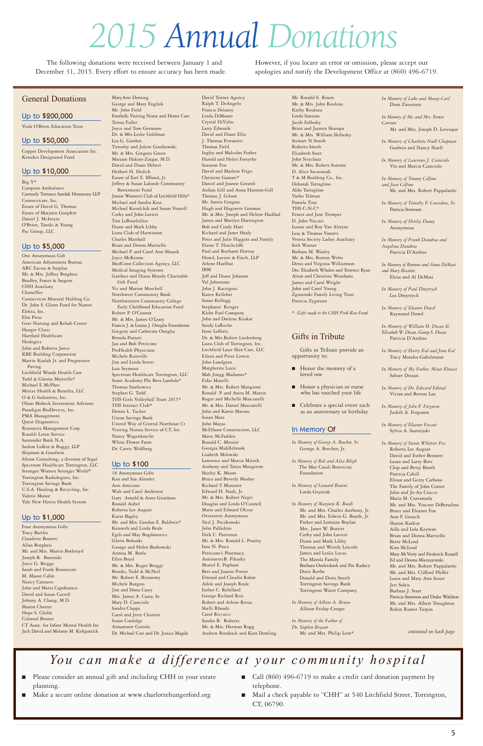# 2015 Annual Donations

The following donations were received between January 1 and December 31, 2015. Every effort to ensure accuracy has been made. However, if you locate an error or omission, please accept our apologies and notify the Development Office at (860) 496-6719.

## General Donations

### Up to $200,000

Viola O'Brien Education Trust

### Up to $50,000

Copper Development Association Inc.
Keroden Designated Fund

### Up to $10,000

Big Y*
Campion Ambulance
Carmody Torrance Sandak Hennessey LLP
Connecticare, Inc.
Estate of David G. Thomas
Estate of Marjorie Goepfert
Daniel J. McIntyre
O'Brien, Tanski & Young
Pac Group, LLC

### Up to $5,000

One Anonymous Gift
American Adjustment Bureau
ARC Excess & Surplus
Mr. & Mrs. Jeffrey Borghesi
Bradley, Foster & Sargent
CHH Auxiliary
ChimeNet
Connecticut Mutural Holding Co.
Dr. John S. Glenn Fund for Nurses
Elekta, Inc.
Elm Press
Geer Nursing and Rehab Center
Hanger Clinic
Hartford Healthcare
Healogics
John and Roberta Janco
KBE Building Corporation
Martin Kozlak Jr. and Progressive Paving
Litchfield Woods Health Care
Todd & Glenna Mattiello*
Michael E.McPhee
Mercer Health & Benefits, LLC
O & G Industries, Inc.
Olson Mobeck Investment Advisors
Paradigm BioDevices, Inc.
PMA Management
Quest Diagnostics
Resources Management Corp.
Rinaldi Linen Service
Santander Bank N.A.
Saslow Lufkin & Buggy, LLP
Shipman & Goodwin
Sibson Consulting, a division of Segal
Spectrum Healthcare Torrington, LLC
Stronger Women Stronger World*
Torrington Radiologists, Inc.
Torrington Savings Bank
U.S.A. Hauling & Recycling, Inc.
Valerie Manor
Yale New Haven Health System

### Up to $1,000

Four Anonymous Gifts
Tracy Bartles
Claudette Bonetti
Allan Borghesi
Mr. and Mrs. Martin Bothroyd
Joseph R. Bozenski
Joyce G. Briggs
Sarah and Frank Buonocore
M. Mason Cable
Nancy Cannavo
John and Maria Capobianco
David and Susan Carroll
Johnny A. Chang, M.D.
Sharon Charter
Hope S. Childs
Colonial Bronze
CT Assoc. for Infant Mental Health Inc
Jack David and Melanie M. Kirkpatrick
MaryAnn Deming
George and Mary English
Mr. John Field
Foothills Visiting Nurse and Home Care
Teresa Fuller
Joyce and Tom Germano
Dr. & Mrs.Leslie Goldman
Lea G. Gordon
Timothy and Jolene Gostkowski
Mr. & Mrs. Gregory Green
Mariam Hakim-Zargar, M.D.
David and Diane Hebert
Herbert H. Hedick
Estate of Earl E. Iffland, Jr.
Jeffrey & Susan Lalonde Community Betterment Fund
Junior Women's Club of Litchfield Hills*
Michael and Sandra Kess
Michael Kovalchik and Susan Vontell
Corky and John Lavieri
Tim LeBouthillier
Diane and Mark Libby
Lions Club of Harwinton
Charles Marshall
Brian and Donna Mattiello
Michael P. and Carol Ann Mazaik
Joyce McKenna
MedConn Collection Agency, LLC
Medical Imaging Systems
Gardner and Diana Mundy Charitable Gift Fund
Vic and Marion Muschell
Northwest Community Bank
Northwestern Community College Early Childhood Education Fund
Robert P. O'Connor
Mr. & Mrs. James O'Leary
Francis J. & Louisa J. Oneglia Foundation
Gregory and Catherine Oneglia
Brenda Paniati
Jan and Bob Petricone
ProHealth Physicians
Michele Rainville
Jim and Linda Severi
Lois Seymour
Spectrum Healthcare Torrington, LLC
Stone Academy Phi Beta Lambda*
Thomas Szarkowicz
Stephen G. Todd
THS Girls Volleyball Team 2015*
THS Interact Club*
Denise L. Tucker
Union Savings Bank
United Way of Central Northeast Ct
Visiting Nurses Service of CT, Inc.
Nancy Wagenknecht
White Flower Farm
Dr. Carrie Wolfberg

### Up to $100

18 Anonymous Gifts
Ken and Sue Alender
Ann Amicone
Walt and Carol Anderson
Gary Arnold & Anne Giordano
Ronald Aubel
Roberta Lee August
Karin Bagley
Mr. and Mrs. Gordon E. Baldwin*
Kenneth and Linda Beale
Egils and May Bogdanovics
Gloria Bohuski
George and Helen Borkowski
Annesa M. Borla
Ellen Boyd
Mr. & Mrs. Roger Broggi
Brooks, Todd & McNeil
Mr. Robert E. Brzozowy
Michele Burgess
Jim and Dona Casey
Mrs. James A. Casey, Sr.
Mary D. Cianciolo
Sandra Clapps
Carol and Jerry Cloutier
Susan Coolidge
Annamarie Corrolo
Dr. Michael Curi and Dr. Jessica Magda
David Turner Agency
Ralph T. DeAngelo
Francis Delaney
Linda DiMauro
Crystal DiYulio
Larry Edwards
David and Diane Ellis
J. Thomas Ferrarotti
Thomas Field
Ingley and Malcolm Forbes
Harold and Helen Forsythe
Suzanne Fox
David and Marlene Frigo
Christine Gamari*
Daniel and Joanne Gerardi
Ardian Gill and Anna Hannon-Gill
Thomas J. Gilson
Ms. Sanita Gingras
Hugh and Huguette Gorman
Mr. & Mrs. Joseph and Helene Haddad
James and Marilyn Harrington
Bob and Cindy Hart
Richard and Janet Healy
Peter and Julie Higgins and Family
Elaine T. Hinchcliffe
Paul and Ruthann Horvay
Howd, Lavieri & Finch, LLP
Arlene Hurlbut
IBM
Jeff and Diane Johnson
Val Johnstone
John J. Kacerguis
Karen Kelleher
Susan Kellogg
Stephanie Kenger
Klebe Fuel Company
John and Darlene Krukar
Sandy LaRoche
Irene Lefferts
Dr. & Mrs.Robert Lindenberg
Lions Club of Torrington, Inc.
Litchfield Laser Skin Care, LLC
Eileen and Peter Litwin
John Lundgren
Margherita Luzzi
Mah Jongg Madames*
Fidai Manelli
Mr. & Mrs. Robert Mangione
Ronald P. and Anita M. Martin
Roger and Michelle Masciarelli
Mr. & Mrs. Daniel Masciarelli
John and Karen Maturo
Susan Matz
John Maysa
McElhone Construction, LLC
Marie McFadden
Ronald C. Messier
Georgia Middlebrook
Lisabeth Milewski
Lawrence and Marcia Mitnik
Anthony and Tanya Mongitore
Shirley K. Moore
Bruce and Beverly Mosher
Richard T. Munzner
Edward H. Nash, Jr.
Mr. & Mrs. Robert Negri
Douglas and Linda O'Connell
Marie and Edward Olcese
Overeaters Anonymous
Neil J. Paczkowski
John Palladino
Dirk C. Patterson
Mr. & Mrs. Ronald L. Peasley
Inez N. Pesce
Petricone's Pharmacy
AntoinetteB. Pikosky
Muriel E. Popham
Bert and Joanne Potter
Elwood and Claudia Rahm
Adele and Joseph Reale
Esther C. Rebillard
George Richard Reis
Robert and Arlene Revaz
Shelli Rhoads
Carol Riccucci
Sandra B. Roberts
Mr. & Mrs. Herman Rogg
Andrew Roraback and Kara Dowling
Mr. Ronald E. Rosen
Mr. & Mrs. John Rouleau
Kathy Rouleau
Linda Sansone
Jacob Sidlosky
Brian and Jazmin Skarupa
Mr. & Mrs. William Skibesky
Stewart N.Smith
Roberta Smith
Elizabeth Stott
John Strycharz
Mr. & Mrs. Robert Summa
D. Alice Szczesniak
T & M Building Co., Inc.
Deborah Tartaglino
Aldo Tartaglino
Yaeko Telman
Pamela Tino
THS C-N-C*
Ernest and Jane Tremper
D. John Vaccari
Louise and Roy Van Alstyne
Lesa & Thomas Vanotti
Veneta Society Ladies Auxiliary
Seth Warner
Barbara M. Wasley
Mr. & Mrs. Burton Welte
Denis and Virginia Williamson
Drs. Elizabeth Whalen and Terrence Ryan
Alton and Christine Woodams
James and Carol Wright
John and Carol Young
Zguzenski Family Living Trust
Patricia Zygmont

*\* Gifts made to the CHH Pink Rose Fund*

## Gifts in Tribute

Gifts in Tribute provide an opportunity to:

- Honor the memory of a loved one
- Honor a physician or nurse who has touched your life
- Celebrate a special event such as an anniversary or birthday

### In Memory Of

*In Memory of George A. Beecher, Sr.*
George A. Beecher, Jr.

*In Memory of Bob and Alice Bligh*
The Mae Casali Bonvicini Foundation

*In Memory of Leonard Bonini*
Linda Gryniuk

*In Memory of Marjorie K. Booth*
Mr. and Mrs. Charles Anthony, Jr.
Mr. and Mrs. Edwin G. Booth, Jr.
Parker and Lorraine Boylan
Mrs. Janet W. Burritt
Corky and John Lavieri
Diane and Mark Libby
Thomas and Wendy Lincoln
James and Leslie Lucas
The Marola Family
Barbara Onderdonk and Pat Radocy
Doris Rothe
Donald and Doris Smith
Torrington Savings Bank
Torrington Water Company

*In Memory of Albino A. Bruno*
Allison Friday-Crespo

*In Memory of the Father of Dr. Stephen Bryant*
Mr. and Mrs. Philip Lent*

*In Memory of Luke and Marge Carl*
Dean Zavattaro

*In Memory of Mr. and Mrs. Ernest Carriere*
Mr. and Mrs. Joseph D. Levesque

*In Memory of Charlotte Noell Chapman*
Godwin and Nancy Noell

*In Memory of Lawrence J. Cianciolo*
Vin and Marcia Cianciolo

*In Memory of Tommy Cilfone and Jean Cilfone*
Mr. and Mrs. Robert Pappalardo

*In Memory of Timothy F. Considine, Sr.*
Patricia Strawson

*In Memory of Shirley Daney*
Anonymous

*In Memory of Frank Dandrea and Angelina Dandrea*
Patricia D'Andrea

*In Memory of Rommie and Anna DeMasi and Mary Biscotti*
Elena and Al DeMasi

*In Memory of Paul Dmytryck*
Lea Dmytryck

*In Memory of Eleanor Dowd*
Raymond Dowd

*In Memory of William H. Dwan II, Elizabeth W. Dwan, George S. Dwan*
Patricia D'Andrea

*In Memory of Harry Eid and June Eid*
Tracy Morales-Gabelmann

*In Memory of My Father, Mitat Elmazi*
Saboet Destan

*In Memory of Dr. Edward Etkind*
Vivian and Berton Lax

*In Memory of John F. Ferguson*
Judith A. Ferguson

*In Memory of Eleanor Fossati*
Sylvia A. Saarnijoki

*In Memory of Steven Whittier Fox*
Roberta Lee August
David and Esther Bennett
Laura and Larry Biro
Chip and Betsy Booth
Patricia Cahill
Elinor and Gerry Carbone
The Family of John Comer
John and Jo-An Cracco
Maria M. Cravanzola
Mr. and Mrs. Vincent DiBeradino
Bruce and Eleanor Fox
Ann F. Gensch
Sharon Karkut
Adla and Lola Keywan
Brian and Donna Mattiello
Bette McLeod
Kim McLeod
Mary McVerry and Frederick Russell
Ed and Donna Mierzejewski
Mr. and Mrs. Robert Pappalardo
Mr. and Mrs. Clifford Pfeffer
Louis and Mary Ann Seiser
Jeri Soltis
Barbara J. Starr
Patricia Strawson and Drake Waldron
Mr. and Mrs. Albert Troughton
Robin Ruwet Turpin

*continued on back page*

## You can make a difference at your community hospital

- Please consider an annual gift and including CHH in your estate planning.
- Make a secure online donation at www.charlottehungerford.org
- Call (860) 496-6719 to make a credit card donation payment by telephone.
- Mail a check payable to "CHH" at 540 Litchfield Street, Torrington, CT, 06790.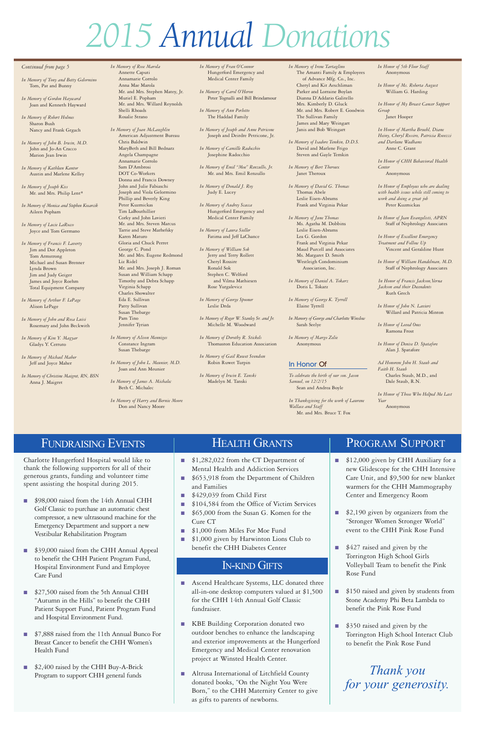# 2015 Annual Donations

*Continued from page 5*

*In Memory of Tony and Betty Gelormino*
Tom, Pat and Bunny

*In Memory of Gordon Hayward*
Joan and Kenneth Hayward

*In Memory of Robert Holmes*
Sharon Bush
Nancy and Frank Grgach

*In Memory of John B. Irwin, M.D.*
John and Jo-An Cracco
Marion Jean Irwin

*In Memory of Kathleen Kantor*
Austin and Marlene Kelley

*In Memory of Joseph Kiss*
Mr. and Mrs. Philip Lent*

*In Memory of Monica and Stephen Kosarcik*
Aileen Popham

*In Memory of Lucie LaRocco*
Joyce and Tom Germano

*In Memory of Francis F. Laverty*
Jim and Dot Appleton
Tom Armstrong
Michael and Susan Brenner
Lynda Brown
Jim and Judy Geiger
James and Joyce Roehm
Total Equipment Company

*In Memory of Arthur F. LePage*
Alison LePage

*In Memory of John and Rosa Luisi*
Rosemary and John Beckwith

*In Memory of Kim Y. Magyar*
Gladys Y. Cerruto

*In Memory of Michael Maher*
Jeff and Joyce Maher

*In Memory of Christine Maigret, RN, BSN*
Anna J. Maigret

*In Memory of Rose Marola*
Annette Caputi
Annamarie Corrolo
Anna Mae Marola
Mr. and Mrs. Stephen Matey, Jr.
Muriel E. Popham
Mr. and Mrs. Willard Reynolds
Shelli Rhoads
Rosalie Strano

*In Memory of Joan McLaughlin*
American Adjustment Bureau
Chris Baldwin
MaryBeth and Bill Bednarz
Angela Champagne
Annamarie Corrolo
Sam D'Ambrosi
DOT Co-Workers
Donna and Francis Downey
John and Julie Fabiaschi
Joseph and Viola Gelormino
Phillip and Beverly King
Peter Kuzmickas
Tim LaBouthillier
Corky and John Lavieri
Mr. and Mrs. Steven Marcus
Tarrie and Steve Marhefsky
Karen Maturo
Gloria and Chuck Perret
George C. Pond
Mr. and Mrs. Eugene Redmond
Liz Ridel
Mr. and Mrs. Joseph J. Roman
Susan and William Schapp
Timothy and Debra Schapp
Virginia Schapp
Charles Showalter
Eda E. Sullivan
Patty Sullivan
Susan Thebarge
Pam Tino
Jennifer Tyrian

*In Memory of Alison Menniges*
Constance Ingram
Susan Thebarge

*In Memory of John L. Meunier, M.D.*
Joan and Ann Meunier

*In Memory of James A. Michalec*
Beth C. Michalec

*In Memory of Harry and Bernie Moore*
Don and Nancy Moore

*In Memory of Fran O'Connor*
Hungerford Emergency and Medical Center Family

*In Memory of Carol O'Heron*
Peter Tognalli and Bill Brindamour

*In Memory of Ann Perlotto*
The Haddad Family

*In Memory of Joseph and Anne Petricone*
Joseph and Deirdre Petricone, Jr.

*In Memory of Camille Radocchio*
Josephine Radocchio

*In Memory of Emil "Moe" Renzullo, Jr.*
Mr. and Mrs. Emil Renzullo

*In Memory of Donald J. Roy*
Judy E. Lucey

*In Memory of Audrey Scacca*
Hungerford Emergency and Medical Center Family

*In Memory of Laura Steller*
Fatima and Jeff LaChance

*In Memory of William Sok*
Jerry and Terry Rollett
Cheryl Rossire
Ronald Sok
Stephen C. Welford and Vilma Mathiesen
Rose Yurgalevicz

*In Memory of George Spooner*
Leslie Dreda

*In Memory of Roger W. Stanley Sr. and Jr.*
Michelle M. Woodward

*In Memory of Dorothy R. Stickels*
Thomaston Education Association

*In Memory of Gail Ruwet Svendsen*
Robin Ruwet Turpin

*In Memory of Irwin E. Tanski*
Madelyn M. Tanski

*In Memory of Irene Tartaglino*
The Amanti Family & Employees of Advance Mfg. Co., Inc.
Cheryl and Kit Aeschliman
Parker and Lorraine Boylan
Dianna D'Addario Galitello
Mrs. Kimberly D. Gluck
Mr. and Mrs. Robert E. Goodwin
The Sullivan Family
James and Mary Weingart
Janis and Bob Weingart

*In Memory of Isadore Temkin, D.D.S.*
David and Marlene Frigo
Steven and Gayle Temkin

*In Memory of Bert Theroux*
Janet Theroux

*In Memory of David G. Thomas*
Thomas Abele
Leslie Eisen-Abrams
Frank and Virginia Pekar

*In Memory of June Thomas*
Ms. Agatha M. Dobbins
Leslie Eisen-Abrams
Lea G. Gordon
Frank and Virginia Pekar
Maud Purcell and Associates
Ms. Margaret D. Smith
Westleigh Condominium Association, Inc.

*In Memory of Daniel A. Tokarz*
Doris L. Tokarz

*In Memory of George K. Tyrrell*
Elaine Tyrrell

*In Memory of George and Charlotte Winslow*
Sarah Seelye

*In Memory of Margo Zelie*
Anonymous

## In Honor Of

*To celebrate the birth of our son, Jason Samuel, on 12/2/15*
Sean and Andrea Boyle

*In Thanksgiving for the work of Laurene Wallace and Staff*
Mr. and Mrs. Bruce T. Fox

*In Honor of 5th Floor Staff*
Anonymous

*In Honor of Ms. Roberta August*
William G. Harding

*In Honor of My Breast Cancer Support Group*
Janet Hooper

*In Honor of Martha Bruehl, Diane Heiny, Cheryl Rossire, Patricia Rovezzi and Darleene Wadhams*
Anne C. Grant

*In Honor of CHH Behavioral Health Center*
Anonymous

*In Honor of Employees who are dealing with health issues while still coming to work and doing a great job*
Peter Kuzmickas

*In Honor of Jean Evangelisti, APRN*
Staff of Nephrology Associates

*In Honor of Excellent Emergency Treatment and Follow Up*
Vincent and Geraldine Hunt

*In Honor of William Handelman, M.D.*
Staff of Nephrology Associates

*In Honor of Francis Jackson,Verna Jackson and their Decendents*
Ruth Grech

*In Honor of John N. Lavieri*
Willard and Patricia Minton

*In Honor of Loved Ones*
Ramona Frost

*In Honor of Denise D. Spatafore*
Alan J. Spatafore

*Ad Honorem John H. Staub and Faith H. Staub*
Charles Staub, M.D., and Dale Staub, R.N.

*In Honor of Those Who Helped Me Last Year*
Anonymous

## Fundraising Events

Charlotte Hungerford Hospital would like to thank the following supporters for all of their generous grants, funding and volunteer time spent assisting the hospital during 2015.

- $98,000 raised from the 14th Annual CHH Golf Classic to purchase an automatic chest compressor, a new ultrasound machine for the Emergency Department and support a new Vestibular Rehabilitation Program
- $39,000 raised from the CHH Annual Appeal to benefit the CHH Patient Program Fund, Hospital Environment Fund and Employee Care Fund
- $27,500 raised from the 5th Annual CHH "Autumn in the Hills" to benefit the CHH Patient Support Fund, Patient Program Fund and Hospital Environment Fund.
- $7,888 raised from the 11th Annual Bunco For Breast Cancer to benefit the CHH Women's Health Fund
- $2,400 raised by the CHH Buy-A-Brick Program to support CHH general funds

## Health Grants

- $1,282,022 from the CT Department of Mental Health and Addiction Services
- $653,918 from the Department of Children and Families
- $429,039 from Child First
- $104,584 from the Office of Victim Services
- $65,000 from the Susan G. Komen for the Cure CT
- $1,000 from Miles For Moe Fund
- $1,000 given by Harwinton Lions Club to benefit the CHH Diabetes Center

## In-kind Gifts

- Ascend Healthcare Systems, LLC donated three all-in-one desktop computers valued at $1,500 for the CHH 14th Annual Golf Classic fundraiser.
- KBE Building Corporation donated two outdoor benches to enhance the landscaping and exterior improvements at the Hungerford Emergency and Medical Center renovation project at Winsted Health Center.
- Altrusa International of Litchfield County donated books, "On the Night You Were Born," to the CHH Maternity Center to give as gifts to parents of newborns.

## Program Support

- $12,000 given by CHH Auxiliary for a new Glidescope for the CHH Intensive Care Unit, and $9,500 for new blanket warmers for the CHH Mammography Center and Emergency Room
- $2,190 given by organizers from the "Stronger Women Stronger World" event to the CHH Pink Rose Fund
- $427 raised and given by the Torrington High School Girls Volleyball Team to benefit the Pink Rose Fund
- $150 raised and given by students from Stone Academy Phi Beta Lambda to benefit the Pink Rose Fund
- $350 raised and given by the Torrington High School Interact Club to benefit the Pink Rose Fund

*Thank you for your generosity.*